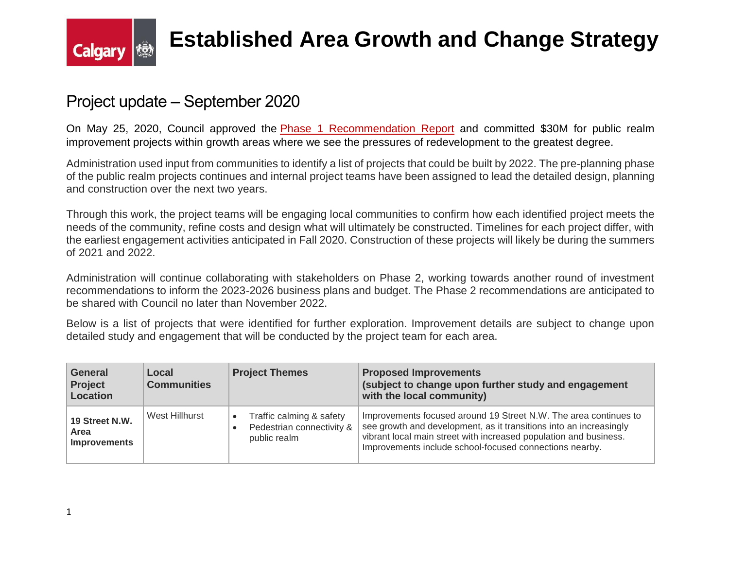# Established Area Growth and Change Strategy

## Project update – September 2020

On May 25, 2020, Council approved the Phase 1 Recommendation Report and committed $30M for public realm improvement projects within growth areas where we see the pressures of redevelopment to the greatest degree.

Administration used input from communities to identify a list of projects that could be built by 2022. The pre-planning phase of the public realm projects continues and internal project teams have been assigned to lead the detailed design, planning and construction over the next two years.

Through this work, the project teams will be engaging local communities to confirm how each identified project meets the needs of the community, refine costs and design what will ultimately be constructed. Timelines for each project differ, with the earliest engagement activities anticipated in Fall 2020. Construction of these projects will likely be during the summers of 2021 and 2022.

Administration will continue collaborating with stakeholders on Phase 2, working towards another round of investment recommendations to inform the 2023-2026 business plans and budget. The Phase 2 recommendations are anticipated to be shared with Council no later than November 2022.

Below is a list of projects that were identified for further exploration. Improvement details are subject to change upon detailed study and engagement that will be conducted by the project team for each area.

| General Project Location | Local Communities | Project Themes | Proposed Improvements (subject to change upon further study and engagement with the local community) |
|---|---|---|---|
| **19 Street N.W. Area Improvements** | West Hillhurst | • Traffic calming & safety<br>• Pedestrian connectivity & public realm | Improvements focused around 19 Street N.W. The area continues to see growth and development, as it transitions into an increasingly vibrant local main street with increased population and business. Improvements include school-focused connections nearby. |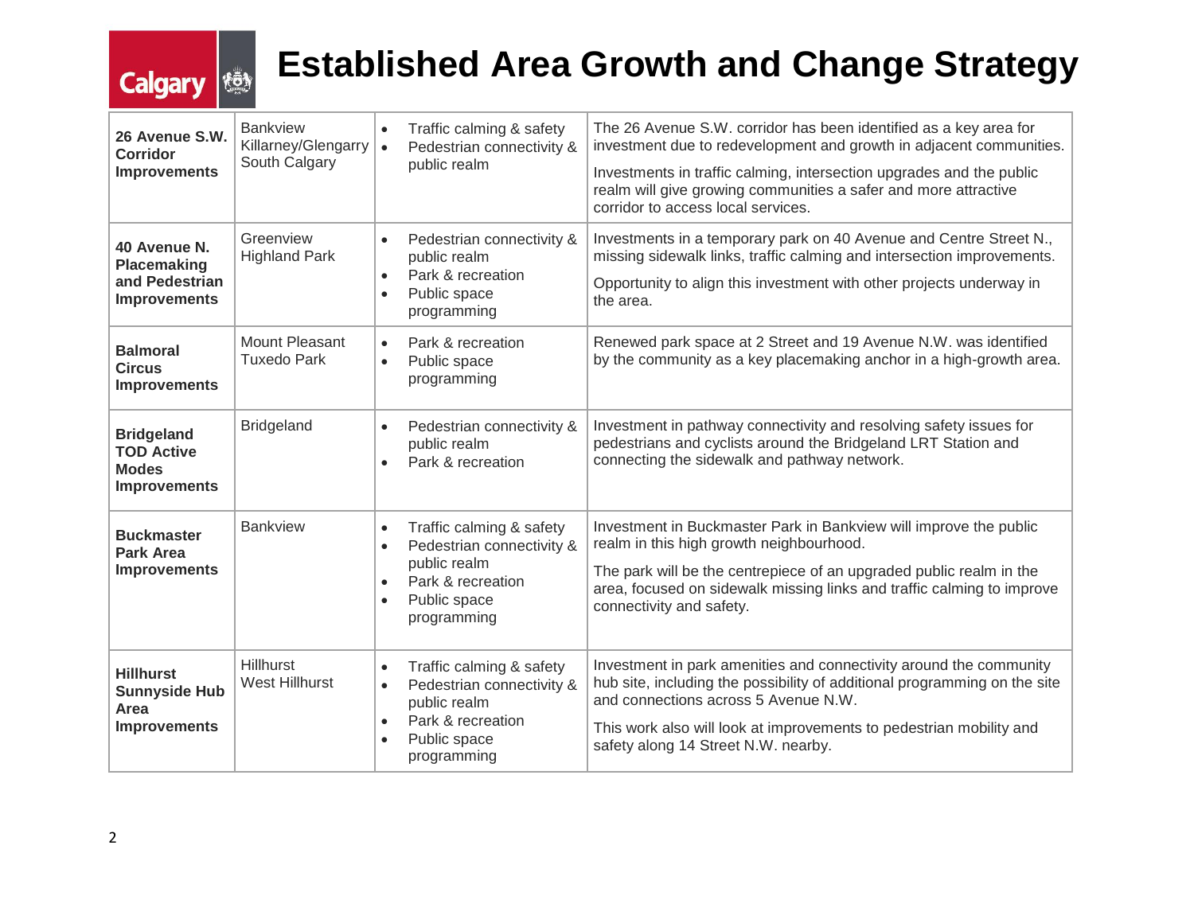# Established Area Growth and Change Strategy

| | | | |
|---|---|---|---|
| **26 Avenue S.W. Corridor Improvements** | Bankview<br>Killarney/Glengarry<br>South Calgary | • Traffic calming & safety<br>• Pedestrian connectivity & public realm | The 26 Avenue S.W. corridor has been identified as a key area for investment due to redevelopment and growth in adjacent communities.<br><br>Investments in traffic calming, intersection upgrades and the public realm will give growing communities a safer and more attractive corridor to access local services. |
| **40 Avenue N. Placemaking and Pedestrian Improvements** | Greenview<br>Highland Park | • Pedestrian connectivity & public realm<br>• Park & recreation<br>• Public space programming | Investments in a temporary park on 40 Avenue and Centre Street N., missing sidewalk links, traffic calming and intersection improvements.<br><br>Opportunity to align this investment with other projects underway in the area. |
| **Balmoral Circus Improvements** | Mount Pleasant<br>Tuxedo Park | • Park & recreation<br>• Public space programming | Renewed park space at 2 Street and 19 Avenue N.W. was identified by the community as a key placemaking anchor in a high-growth area. |
| **Bridgeland TOD Active Modes Improvements** | Bridgeland | • Pedestrian connectivity & public realm<br>• Park & recreation | Investment in pathway connectivity and resolving safety issues for pedestrians and cyclists around the Bridgeland LRT Station and connecting the sidewalk and pathway network. |
| **Buckmaster Park Area Improvements** | Bankview | • Traffic calming & safety<br>• Pedestrian connectivity & public realm<br>• Park & recreation<br>• Public space programming | Investment in Buckmaster Park in Bankview will improve the public realm in this high growth neighbourhood.<br><br>The park will be the centrepiece of an upgraded public realm in the area, focused on sidewalk missing links and traffic calming to improve connectivity and safety. |
| **Hillhurst Sunnyside Hub Area Improvements** | Hillhurst<br>West Hillhurst | • Traffic calming & safety<br>• Pedestrian connectivity & public realm<br>• Park & recreation<br>• Public space programming | Investment in park amenities and connectivity around the community hub site, including the possibility of additional programming on the site and connections across 5 Avenue N.W.<br><br>This work also will look at improvements to pedestrian mobility and safety along 14 Street N.W. nearby. |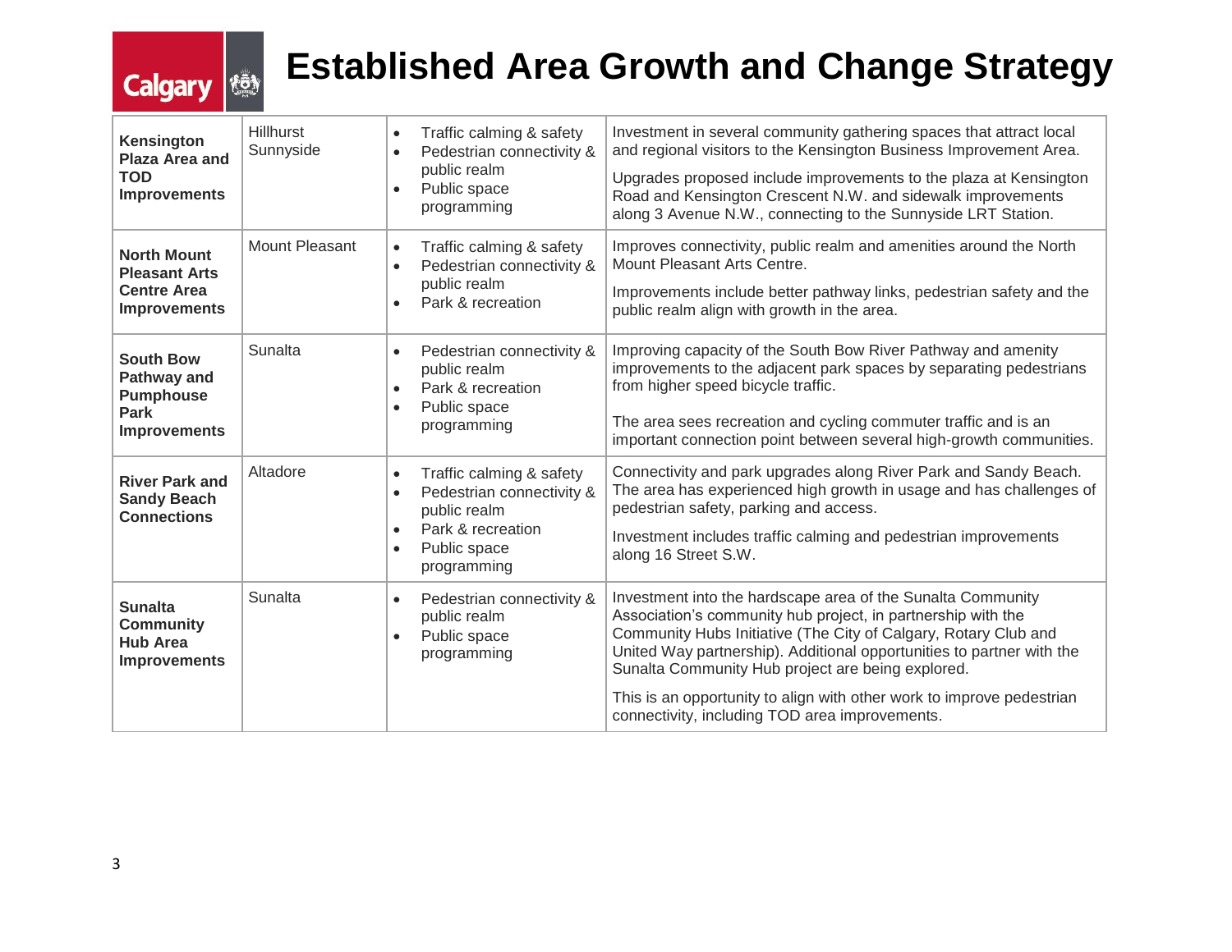# Established Area Growth and Change Strategy

| | | | |
|---|---|---|---|
| **Kensington Plaza Area and TOD Improvements** | Hillhurst Sunnyside | • Traffic calming & safety<br>• Pedestrian connectivity & public realm<br>• Public space programming | Investment in several community gathering spaces that attract local and regional visitors to the Kensington Business Improvement Area.<br><br>Upgrades proposed include improvements to the plaza at Kensington Road and Kensington Crescent N.W. and sidewalk improvements along 3 Avenue N.W., connecting to the Sunnyside LRT Station. |
| **North Mount Pleasant Arts Centre Area Improvements** | Mount Pleasant | • Traffic calming & safety<br>• Pedestrian connectivity & public realm<br>• Park & recreation | Improves connectivity, public realm and amenities around the North Mount Pleasant Arts Centre.<br><br>Improvements include better pathway links, pedestrian safety and the public realm align with growth in the area. |
| **South Bow Pathway and Pumphouse Park Improvements** | Sunalta | • Pedestrian connectivity & public realm<br>• Park & recreation<br>• Public space programming | Improving capacity of the South Bow River Pathway and amenity improvements to the adjacent park spaces by separating pedestrians from higher speed bicycle traffic.<br><br>The area sees recreation and cycling commuter traffic and is an important connection point between several high-growth communities. |
| **River Park and Sandy Beach Connections** | Altadore | • Traffic calming & safety<br>• Pedestrian connectivity & public realm<br>• Park & recreation<br>• Public space programming | Connectivity and park upgrades along River Park and Sandy Beach. The area has experienced high growth in usage and has challenges of pedestrian safety, parking and access.<br><br>Investment includes traffic calming and pedestrian improvements along 16 Street S.W. |
| **Sunalta Community Hub Area Improvements** | Sunalta | • Pedestrian connectivity & public realm<br>• Public space programming | Investment into the hardscape area of the Sunalta Community Association's community hub project, in partnership with the Community Hubs Initiative (The City of Calgary, Rotary Club and United Way partnership). Additional opportunities to partner with the Sunalta Community Hub project are being explored.<br><br>This is an opportunity to align with other work to improve pedestrian connectivity, including TOD area improvements. |